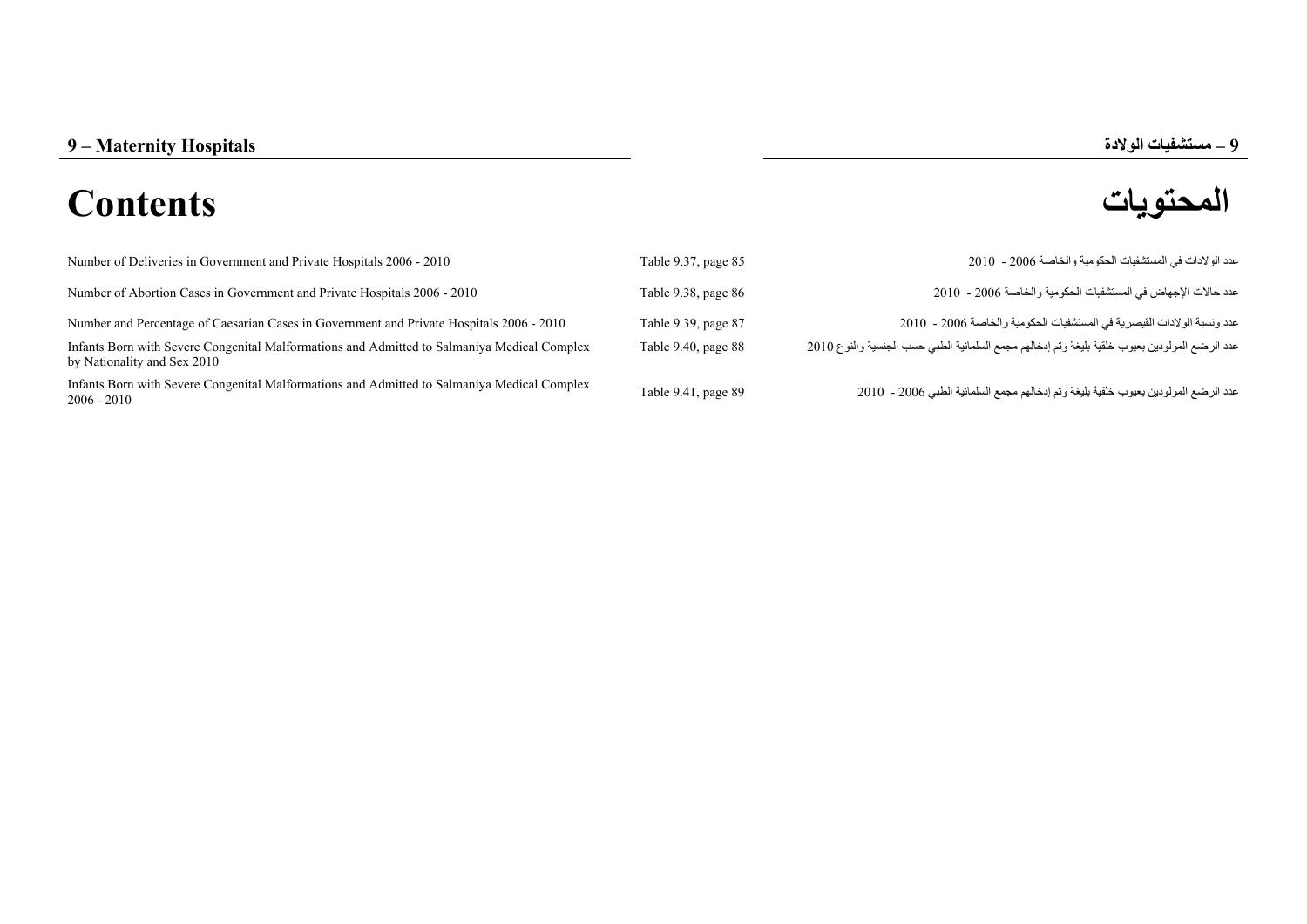# 9 – Maternity Hospitals

# 9 – مستشفيات الولادة

# Contents

# المحتويات

| | | |
|---|---|---|
| Number of Deliveries in Government and Private Hospitals 2006 - 2010 | Table 9.37, page 85 | عدد الولادات في المستشفيات الحكومية والخاصة 2006 - 2010 |
| Number of Abortion Cases in Government and Private Hospitals 2006 - 2010 | Table 9.38, page 86 | عدد حالات الإجهاض في المستشفيات الحكومية والخاصة 2006 - 2010 |
| Number and Percentage of Caesarian Cases in Government and Private Hospitals 2006 - 2010 | Table 9.39, page 87 | عدد ونسبة الولادات القيصرية في المستشفيات الحكومية والخاصة 2006 - 2010 |
| Infants Born with Severe Congenital Malformations and Admitted to Salmaniya Medical Complex by Nationality and Sex 2010 | Table 9.40, page 88 | عدد الرضع المولودين بعيوب خلقية بليغة وتم إدخالهم مجمع السلمانية الطبي حسب الجنسية والنوع 2010 |
| Infants Born with Severe Congenital Malformations and Admitted to Salmaniya Medical Complex 2006 - 2010 | Table 9.41, page 89 | عدد الرضع المولودين بعيوب خلقية بليغة وتم إدخالهم مجمع السلمانية الطبي 2006 - 2010 |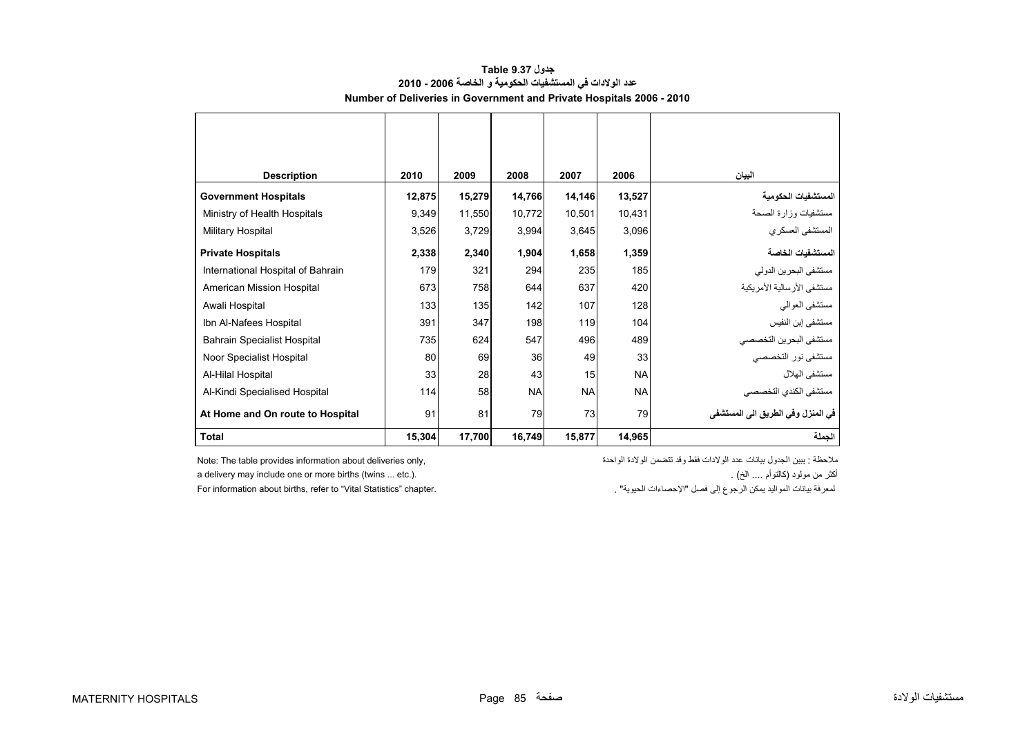## جدول Table 9.37

## عدد الولادات في المستشفيات الحكومية و الخاصة 2006 - 2010

## Number of Deliveries in Government and Private Hospitals 2006 - 2010

| Description | 2010 | 2009 | 2008 | 2007 | 2006 | البيان |
|---|---|---|---|---|---|---|
| **Government Hospitals** | **12,875** | **15,279** | **14,766** | **14,146** | **13,527** | **المستشفيات الحكومية** |
| Ministry of Health Hospitals | 9,349 | 11,550 | 10,772 | 10,501 | 10,431 | مستشفيات وزارة الصحة |
| Military Hospital | 3,526 | 3,729 | 3,994 | 3,645 | 3,096 | المستشفى العسكري |
| **Private Hospitals** | **2,338** | **2,340** | **1,904** | **1,658** | **1,359** | **المستشفيات الخاصة** |
| International Hospital of Bahrain | 179 | 321 | 294 | 235 | 185 | مستشفى البحرين الدولي |
| American Mission Hospital | 673 | 758 | 644 | 637 | 420 | مستشفى الأرسالية الأمريكية |
| Awali Hospital | 133 | 135 | 142 | 107 | 128 | مستشفى العوالي |
| Ibn Al-Nafees Hospital | 391 | 347 | 198 | 119 | 104 | مستشفى إبن النفيس |
| Bahrain Specialist Hospital | 735 | 624 | 547 | 496 | 489 | مستشفى البحرين التخصصي |
| Noor Specialist Hospital | 80 | 69 | 36 | 49 | 33 | مستشفى نور التخصصي |
| Al-Hilal Hospital | 33 | 28 | 43 | 15 | NA | مستشفى الهلال |
| Al-Kindi Specialised Hospital | 114 | 58 | NA | NA | NA | مستشفى الكندي التخصصي |
| **At Home and On route to Hospital** | 91 | 81 | 79 | 73 | 79 | **في المنزل وفي الطريق الى المستشفى** |
| **Total** | **15,304** | **17,700** | **16,749** | **15,877** | **14,965** | **الجملة** |

Note: The table provides information about deliveries only,
a delivery may include one or more births (twins ... etc.).
For information about births, refer to "Vital Statistics" chapter.

ملاحظة : يبين الجدول بيانات عدد الولادات فقط وقد تتضمن الولادة الواحدة
أكثر من مولود (كالتوأم .... الخ) .
لمعرفة بيانات المواليد يمكن الرجوع إلى فصل "الإحصاءات الحيوية" .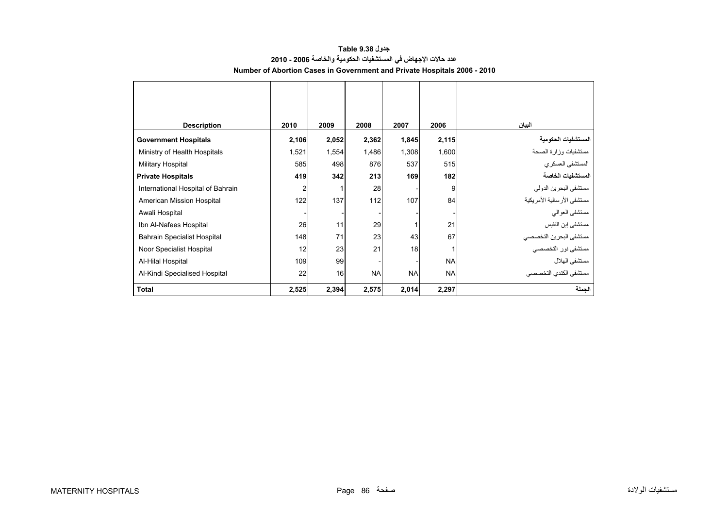# جدول Table 9.38

## عدد حالات الإجهاض في المستشفيات الحكومية والخاصة 2006 - 2010

## Number of Abortion Cases in Government and Private Hospitals 2006 - 2010

| Description | 2010 | 2009 | 2008 | 2007 | 2006 | البيان |
|---|---|---|---|---|---|---|
| **Government Hospitals** | **2,106** | **2,052** | **2,362** | **1,845** | **2,115** | **المستشفيات الحكومية** |
| Ministry of Health Hospitals | 1,521 | 1,554 | 1,486 | 1,308 | 1,600 | مستشفيات وزارة الصحة |
| Military Hospital | 585 | 498 | 876 | 537 | 515 | المستشفى العسكري |
| **Private Hospitals** | **419** | **342** | **213** | **169** | **182** | **المستشفيات الخاصة** |
| International Hospital of Bahrain | 2 | 1 | 28 | - | 9 | مستشفى البحرين الدولي |
| American Mission Hospital | 122 | 137 | 112 | 107 | 84 | مستشفى الأرسالية الأمريكية |
| Awali Hospital | - | - | - | - | - | مستشفى العوالي |
| Ibn Al-Nafees Hospital | 26 | 11 | 29 | 1 | 21 | مستشفى إبن النفيس |
| Bahrain Specialist Hospital | 148 | 71 | 23 | 43 | 67 | مستشفى البحرين التخصصي |
| Noor Specialist Hospital | 12 | 23 | 21 | 18 | 1 | مستشفى نور التخصصي |
| Al-Hilal Hospital | 109 | 99 | - | - | NA | مستشفى الهلال |
| Al-Kindi Specialised Hospital | 22 | 16 | NA | NA | NA | مستشفى الكندي التخصصي |
| **Total** | **2,525** | **2,394** | **2,575** | **2,014** | **2,297** | **الجملة** |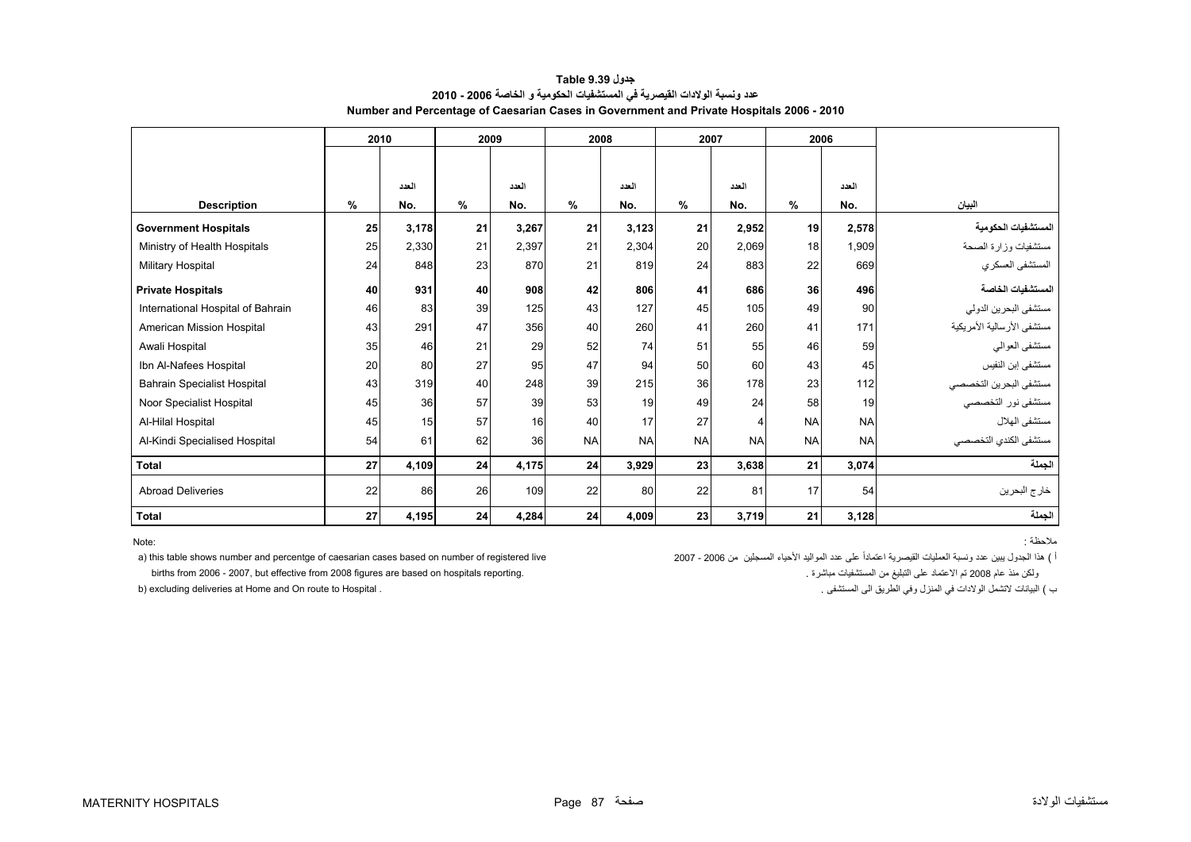**جدول Table 9.39**

**عدد ونسبة الولادات القيصرية في المستشفيات الحكومية و الخاصة 2006 - 2010**

**Number and Percentage of Caesarian Cases in Government and Private Hospitals 2006 - 2010**

| | 2010 | | 2009 | | 2008 | | 2007 | | 2006 | | |
|---|---|---|---|---|---|---|---|---|---|---|---|
| **Description** | **%** | **العدد No.** | **%** | **العدد No.** | **%** | **العدد No.** | **%** | **العدد No.** | **%** | **العدد No.** | **البيان** |
| **Government Hospitals** | **25** | **3,178** | **21** | **3,267** | **21** | **3,123** | **21** | **2,952** | **19** | **2,578** | **المستشفيات الحكومية** |
| Ministry of Health Hospitals | 25 | 2,330 | 21 | 2,397 | 21 | 2,304 | 20 | 2,069 | 18 | 1,909 | مستشفيات وزارة الصحة |
| Military Hospital | 24 | 848 | 23 | 870 | 21 | 819 | 24 | 883 | 22 | 669 | المستشفى العسكري |
| **Private Hospitals** | **40** | **931** | **40** | **908** | **42** | **806** | **41** | **686** | **36** | **496** | **المستشفيات الخاصة** |
| International Hospital of Bahrain | 46 | 83 | 39 | 125 | 43 | 127 | 45 | 105 | 49 | 90 | مستشفى البحرين الدولي |
| American Mission Hospital | 43 | 291 | 47 | 356 | 40 | 260 | 41 | 260 | 41 | 171 | مستشفى الأرسالية الأمريكية |
| Awali Hospital | 35 | 46 | 21 | 29 | 52 | 74 | 51 | 55 | 46 | 59 | مستشفى العوالي |
| Ibn Al-Nafees Hospital | 20 | 80 | 27 | 95 | 47 | 94 | 50 | 60 | 43 | 45 | مستشفى إبن النفيس |
| Bahrain Specialist Hospital | 43 | 319 | 40 | 248 | 39 | 215 | 36 | 178 | 23 | 112 | مستشفى البحرين التخصصي |
| Noor Specialist Hospital | 45 | 36 | 57 | 39 | 53 | 19 | 49 | 24 | 58 | 19 | مستشفى نور التخصصي |
| Al-Hilal Hospital | 45 | 15 | 57 | 16 | 40 | 17 | 27 | 4 | NA | NA | مستشفى الهلال |
| Al-Kindi Specialised Hospital | 54 | 61 | 62 | 36 | NA | NA | NA | NA | NA | NA | مستشفى الكندي التخصصي |
| **Total** | **27** | **4,109** | **24** | **4,175** | **24** | **3,929** | **23** | **3,638** | **21** | **3,074** | **الجملة** |
| Abroad Deliveries | 22 | 86 | 26 | 109 | 22 | 80 | 22 | 81 | 17 | 54 | خارج البحرين |
| **Total** | **27** | **4,195** | **24** | **4,284** | **24** | **4,009** | **23** | **3,719** | **21** | **3,128** | **الجملة** |

Note:

a) this table shows number and percentge of caesarian cases based on number of registered live births from 2006 - 2007, but effective from 2008 figures are based on hospitals reporting.

b) excluding deliveries at Home and On route to Hospital .

ملاحظة :

أ ) هذا الجدول يبين عدد ونسبة العمليات القيصرية اعتماداً على عدد المواليد الأحياء المسجلين من 2006 - 2007 ولكن منذ عام 2008 تم الاعتماد على التبليغ من المستشفيات مباشرة .

ب ) البيانات لاتشمل الولادات في المنزل وفي الطريق الى المستشفى .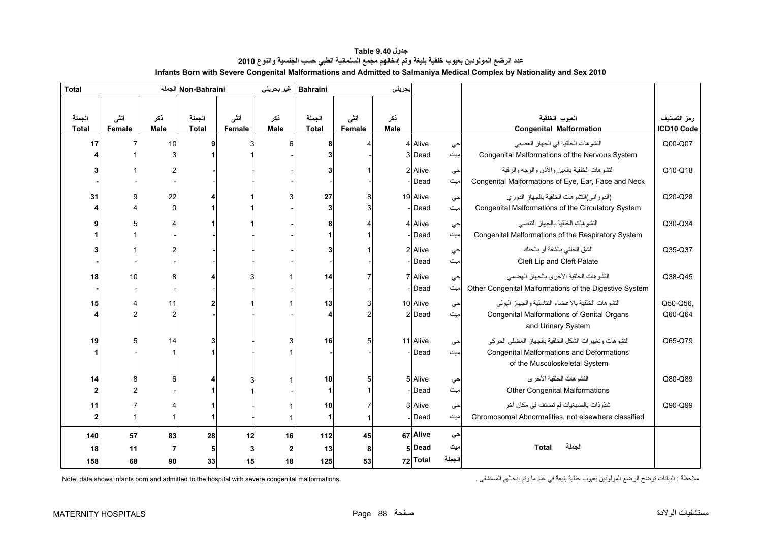# جدول Table 9.40

## عدد الرضع المولودين بعيوب خلقية بليغة وتم إدخالهم مجمع السلمانية الطبي حسب الجنسية والنوع 2010

## Infants Born with Severe Congenital Malformations and Admitted to Salmaniya Medical Complex by Nationality and Sex 2010

| Total الجملة | | | Non-Bahraini غير بحريني | | | Bahraini بحريني | | | | | | |
|---|---|---|---|---|---|---|---|---|---|---|---|---|
| الجملة Total | أنثى Female | ذكر Male | الجملة Total | أنثى Female | ذكر Male | الجملة Total | أنثى Female | ذكر Male | | | العيوب الخلقية Congenital Malformation | رمز التصنيف ICD10 Code |
| 17 | 7 | 10 | 9 | 3 | 6 | 8 | 4 | 4 | Alive | حي | التشوهات الخلقية في الجهاز العصبي | Q00-Q07 |
| 4 | 1 | 3 | 1 | 1 | - | 3 | - | 3 | Dead | ميت | Congenital Malformations of the Nervous System | |
| 3 | 1 | 2 | - | - | - | 3 | 1 | 2 | Alive | حي | التشوهات الخلقية بالعين والأذن والوجه والرقبة | Q10-Q18 |
| - | - | - | - | - | - | - | - | - | Dead | ميت | Congenital Malformations of Eye, Ear, Face and Neck | |
| 31 | 9 | 22 | 4 | 1 | 3 | 27 | 8 | 19 | Alive | حي | (الدوراني)التشوهات الخلقية بالجهاز الدوري | Q20-Q28 |
| 4 | 4 | 0 | 1 | 1 | - | 3 | 3 | - | Dead | ميت | Congenital Malformations of the Circulatory System | |
| 9 | 5 | 4 | 1 | 1 | - | 8 | 4 | 4 | Alive | حي | التشوهات الخلقية بالجهاز التنفسي | Q30-Q34 |
| 1 | 1 | - | - | - | - | 1 | 1 | - | Dead | ميت | Congenital Malformations of the Respiratory System | |
| 3 | 1 | 2 | - | - | - | 3 | 1 | 2 | Alive | حي | الشق الخلقي بالشفة أو بالحنك | Q35-Q37 |
| - | - | - | - | - | - | - | - | - | Dead | ميت | Cleft Lip and Cleft Palate | |
| 18 | 10 | 8 | 4 | 3 | 1 | 14 | 7 | 7 | Alive | حي | التشوهات الخلقية الأخرى بالجهاز الهضمي | Q38-Q45 |
| - | - | - | - | - | - | - | - | - | Dead | ميت | Other Congenital Malformations of the Digestive System | |
| 15 | 4 | 11 | 2 | 1 | 1 | 13 | 3 | 10 | Alive | حي | التشوهات الخلقية بالأعضاء التناسلية والجهاز البولي | Q50-Q56, |
| 4 | 2 | 2 | - | - | - | 4 | 2 | 2 | Dead | ميت | Congenital Malformations of Genital Organs and Urinary System | Q60-Q64 |
| 19 | 5 | 14 | 3 | - | 3 | 16 | 5 | 11 | Alive | حي | التشوهات وتغييرات الشكل الخلقية بالجهاز العضلي الحركي | Q65-Q79 |
| 1 | - | 1 | 1 | - | 1 | - | - | - | Dead | ميت | Congenital Malformations and Deformations of the Musculoskeletal System | |
| 14 | 8 | 6 | 4 | 3 | 1 | 10 | 5 | 5 | Alive | حي | التشوهات الخلقية الأخرى | Q80-Q89 |
| 2 | 2 | - | 1 | 1 | - | 1 | 1 | - | Dead | ميت | Other Congenital Malformations | |
| 11 | 7 | 4 | 1 | - | 1 | 10 | 7 | 3 | Alive | حي | شذوذات بالصبغيات لم تصنف في مكان آخر | Q90-Q99 |
| 2 | 1 | 1 | 1 | - | 1 | 1 | 1 | - | Dead | ميت | Chromosomal Abnormalities, not elsewhere classified | |
| **140** | **57** | **83** | **28** | **12** | **16** | **112** | **45** | **67** | **Alive** | **حي** | | |
| **18** | **11** | **7** | **5** | **3** | **2** | **13** | **8** | **5** | **Dead** | **ميت** | **Total الجملة** | |
| **158** | **68** | **90** | **33** | **15** | **18** | **125** | **53** | **72** | **Total** | **الجملة** | | |

Note: data shows infants born and admitted to the hospital with severe congenital malformations.

ملاحظة : البيانات توضح الرضع المولودين بعيوب خلقية بليغة في عام ما وتم إدخالهم المستشفى .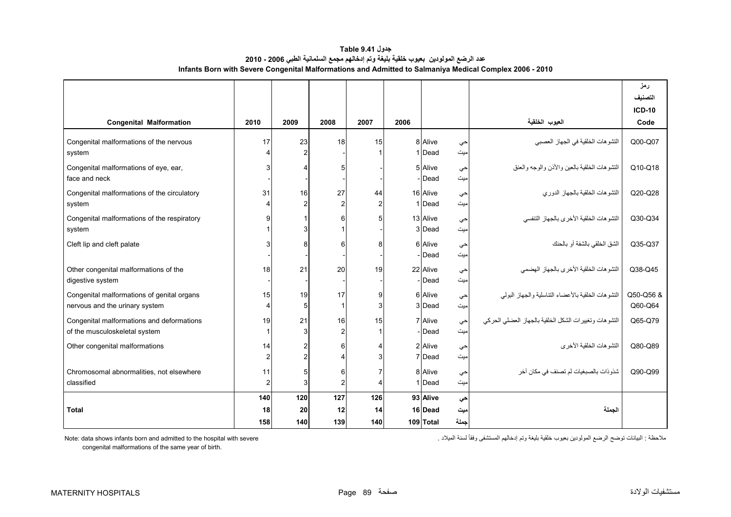# جدول Table 9.41

## عدد الرضع المولودين بعيوب خلقية بليغة وتم إدخالهم مجمع السلمانية الطبي 2006 - 2010

## Infants Born with Severe Congenital Malformations and Admitted to Salmaniya Medical Complex 2006 - 2010

| Congenital Malformation | 2010 | 2009 | 2008 | 2007 | 2006 | | | العيوب الخلقية | رمز التصنيف ICD-10 Code |
|---|---|---|---|---|---|---|---|---|---|
| Congenital malformations of the nervous system | 17 | 23 | 18 | 15 | 8 | Alive | حي | التشوهات الخلقية في الجهاز العصبي | Q00-Q07 |
| | 4 | 2 | - | 1 | 1 | Dead | ميت | | |
| Congenital malformations of eye, ear, face and neck | 3 | 4 | 5 | - | 5 | Alive | حي | التشوهات الخلقية بالعين والأذن والوجه والعنق | Q10-Q18 |
| | - | - | - | - | - | Dead | ميت | | |
| Congenital malformations of the circulatory system | 31 | 16 | 27 | 44 | 16 | Alive | حي | التشوهات الخلقية بالجهاز الدوري | Q20-Q28 |
| | 4 | 2 | 2 | 2 | 1 | Dead | ميت | | |
| Congenital malformations of the respiratory system | 9 | 1 | 6 | 5 | 13 | Alive | حي | التشوهات الخلقية الأخرى بالجهاز التنفسي | Q30-Q34 |
| | 1 | 3 | 1 | - | 3 | Dead | ميت | | |
| Cleft lip and cleft palate | 3 | 8 | 6 | 8 | 6 | Alive | حي | الشق الخلقي بالشفة أو بالحنك | Q35-Q37 |
| | - | - | - | - | - | Dead | ميت | | |
| Other congenital malformations of the digestive system | 18 | 21 | 20 | 19 | 22 | Alive | حي | التشوهات الخلقية الأخرى بالجهاز الهضمي | Q38-Q45 |
| | - | - | - | - | - | Dead | ميت | | |
| Congenital malformations of genital organs nervous and the urinary system | 15 | 19 | 17 | 9 | 6 | Alive | حي | التشوهات الخلقية بالأعضاء التناسلية والجهاز البولي | Q50-Q56 & Q60-Q64 |
| | 4 | 5 | 1 | 3 | 3 | Dead | ميت | | |
| Congenital malformations and deformations of the musculoskeletal system | 19 | 21 | 16 | 15 | 7 | Alive | حي | التشوهات وتغييرات الشكل الخلقية بالجهاز العضلي الحركي | Q65-Q79 |
| | 1 | 3 | 2 | 1 | - | Dead | ميت | | |
| Other congenital malformations | 14 | 2 | 6 | 4 | 2 | Alive | حي | التشوهات الخلقية الأخرى | Q80-Q89 |
| | 2 | 2 | 4 | 3 | 7 | Dead | ميت | | |
| Chromosomal abnormalities, not elsewhere classified | 11 | 5 | 6 | 7 | 8 | Alive | حي | شذوذات بالصبغيات لم تصنف في مكان آخر | Q90-Q99 |
| | 2 | 3 | 2 | 4 | 1 | Dead | ميت | | |
| **Total** | **140** | **120** | **127** | **126** | **93** | **Alive** | **حي** | **الجملة** | |
| | **18** | **20** | **12** | **14** | **16** | **Dead** | **ميت** | | |
| | **158** | **140** | **139** | **140** | **109** | **Total** | **جملة** | | |

Note: data shows infants born and admitted to the hospital with severe congenital malformations of the same year of birth.

ملاحظة : البيانات توضح الرضع المولودين بعيوب خلقية بليغة وتم إدخالهم المستشفى وفقاً لسنة الميلاد .